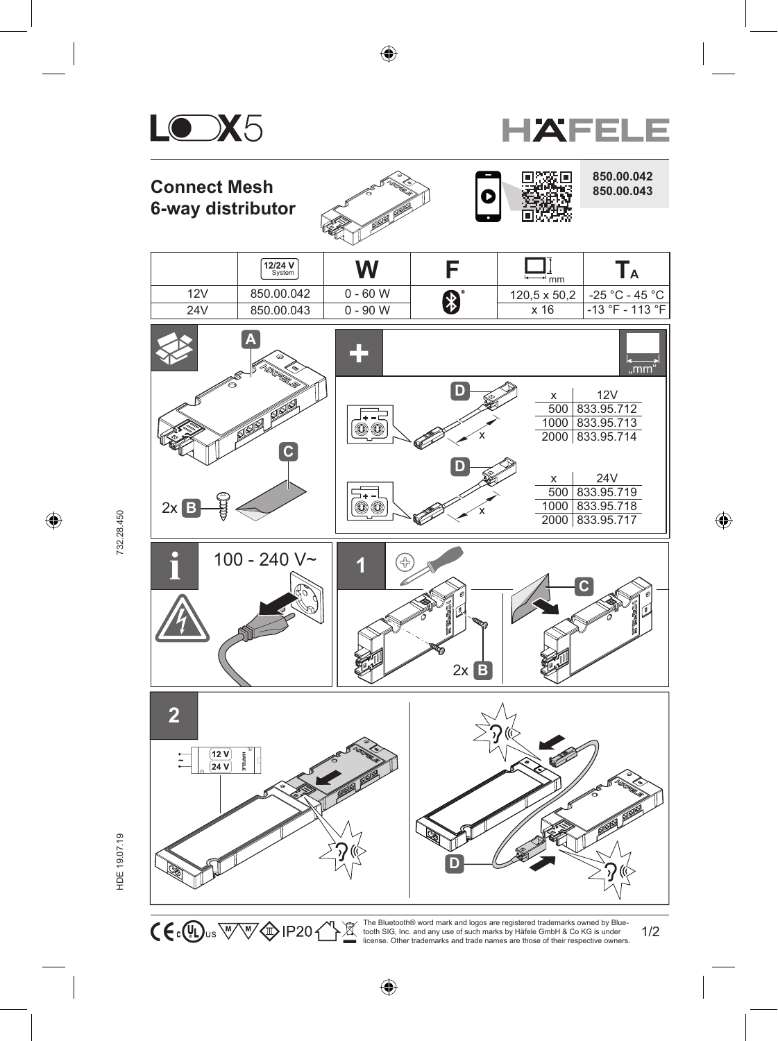LOOX5

HÄFELE

# Connect Mesh 6-way distributor

850.00.042
850.00.043

| | 12/24 V System | W | F | mm | $T_A$ |
|---|---|---|---|---|---|
| 12V | 850.00.042 | 0 - 60 W | Bluetooth® | 120,5 x 50,2 x 16 | -25 °C - 45 °C |
| 24V | 850.00.043 | 0 - 90 W | | | -13 °F - 113 °F |

A

C

2x B

+

„mm"

D

| x | 12V |
|---|---|
| 500 | 833.95.712 |
| 1000 | 833.95.713 |
| 2000 | 833.95.714 |

D

| x | 24V |
|---|---|
| 500 | 833.95.719 |
| 1000 | 833.95.718 |
| 2000 | 833.95.717 |

i

100 - 240 V~

1

2x B

C

2

12 V

24 V

D

IP20

The Bluetooth® word mark and logos are registered trademarks owned by Bluetooth SIG, Inc. and any use of such marks by Häfele GmbH & Co KG is under license. Other trademarks and trade names are those of their respective owners.

732.28.450

HDE 19.07.19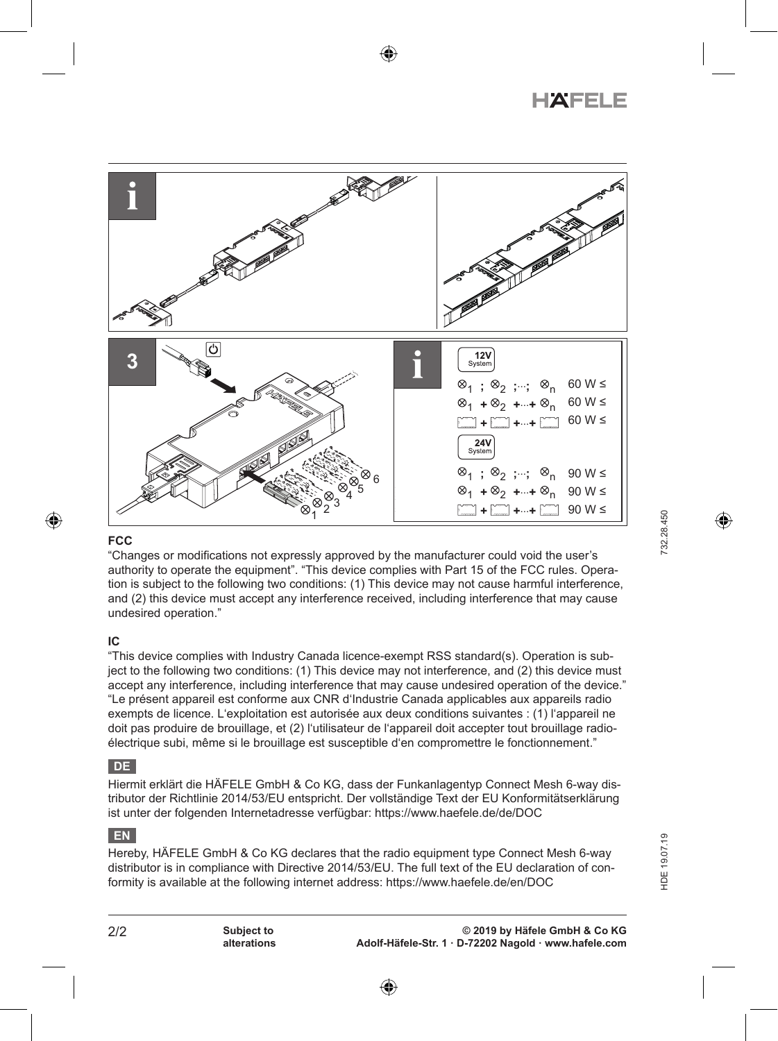3

$\otimes_1$ $\otimes_2$ $\otimes_3$ $\otimes_4$ $\otimes_5$ $\otimes_6$

12V System

$\otimes_1$ ; $\otimes_2$ ;···; $\otimes_n$ 60 W ≤

$\otimes_1$ + $\otimes_2$ +···+ $\otimes_n$ 60 W ≤

+ +···+ 60 W ≤

24V System

$\otimes_1$ ; $\otimes_2$ ;···; $\otimes_n$ 90 W ≤

$\otimes_1$ + $\otimes_2$ +···+ $\otimes_n$ 90 W ≤

+ +···+ 90 W ≤

**FCC**

"Changes or modifications not expressly approved by the manufacturer could void the user's authority to operate the equipment". "This device complies with Part 15 of the FCC rules. Operation is subject to the following two conditions: (1) This device may not cause harmful interference, and (2) this device must accept any interference received, including interference that may cause undesired operation."

**IC**

"This device complies with Industry Canada licence-exempt RSS standard(s). Operation is subject to the following two conditions: (1) This device may not interference, and (2) this device must accept any interference, including interference that may cause undesired operation of the device."
"Le présent appareil est conforme aux CNR d'Industrie Canada applicables aux appareils radio exempts de licence. L'exploitation est autorisée aux deux conditions suivantes : (1) l'appareil ne doit pas produire de brouillage, et (2) l'utilisateur de l'appareil doit accepter tout brouillage radioélectrique subi, même si le brouillage est susceptible d'en compromettre le fonctionnement."

**DE**

Hiermit erklärt die HÄFELE GmbH & Co KG, dass der Funkanlagentyp Connect Mesh 6-way distributor der Richtlinie 2014/53/EU entspricht. Der vollständige Text der EU Konformitätserklärung ist unter der folgenden Internetadresse verfügbar: https://www.haefele.de/de/DOC

**EN**

Hereby, HÄFELE GmbH & Co KG declares that the radio equipment type Connect Mesh 6-way distributor is in compliance with Directive 2014/53/EU. The full text of the EU declaration of conformity is available at the following internet address: https://www.haefele.de/en/DOC

**Subject to alterations**

**© 2019 by Häfele GmbH & Co KG**
**Adolf-Häfele-Str. 1 · D-72202 Nagold · www.hafele.com**

732.28.450

HDE 19.07.19